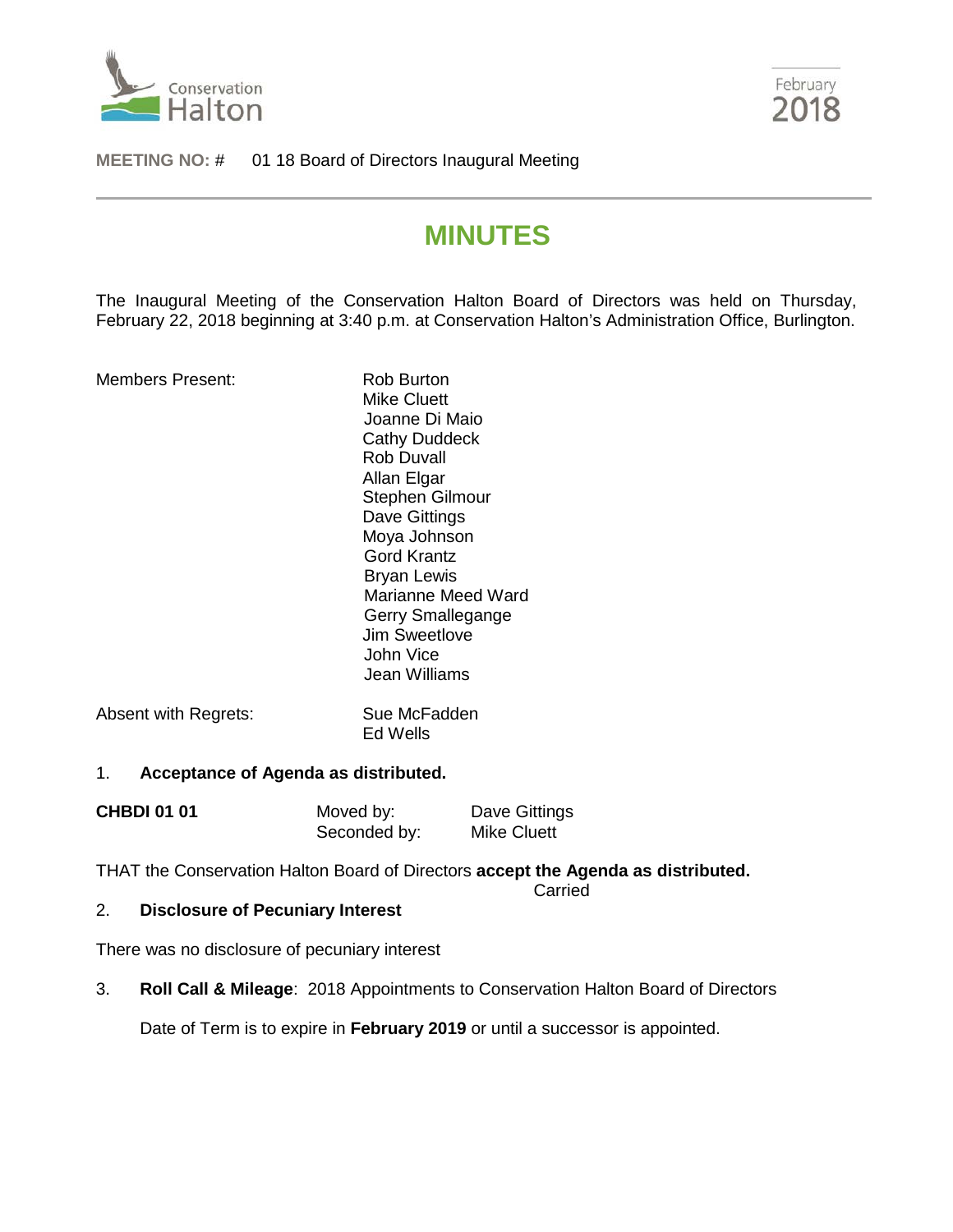Conservation Halton

February 2018

**MEETING NO: #** 01 18 Board of Directors Inaugural Meeting

# MINUTES

The Inaugural Meeting of the Conservation Halton Board of Directors was held on Thursday, February 22, 2018 beginning at 3:40 p.m. at Conservation Halton's Administration Office, Burlington.

| | |
|---|---|
| Members Present: | Rob Burton<br>Mike Cluett<br>Joanne Di Maio<br>Cathy Duddeck<br>Rob Duvall<br>Allan Elgar<br>Stephen Gilmour<br>Dave Gittings<br>Moya Johnson<br>Gord Krantz<br>Bryan Lewis<br>Marianne Meed Ward<br>Gerry Smallegange<br>Jim Sweetlove<br>John Vice<br>Jean Williams |
| Absent with Regrets: | Sue McFadden<br>Ed Wells |

1. **Acceptance of Agenda as distributed.**

| | | |
|---|---|---|
| **CHBDI 01 01** | Moved by: | Dave Gittings |
| | Seconded by: | Mike Cluett |

THAT the Conservation Halton Board of Directors **accept the Agenda as distributed.**

Carried

2. **Disclosure of Pecuniary Interest**

There was no disclosure of pecuniary interest

3. **Roll Call & Mileage**: 2018 Appointments to Conservation Halton Board of Directors

   Date of Term is to expire in **February 2019** or until a successor is appointed.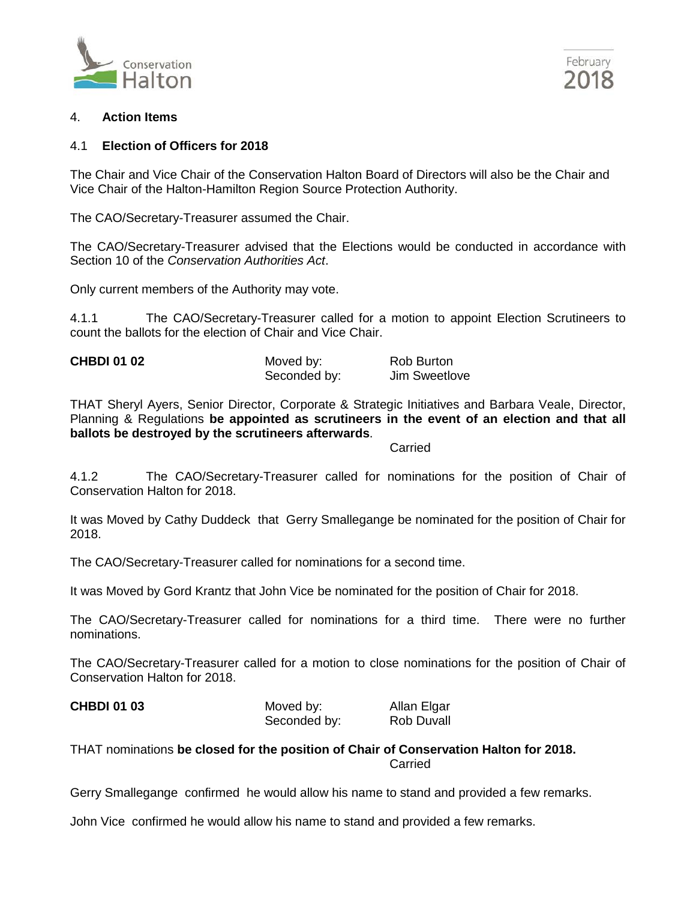4. **Action Items**

4.1 **Election of Officers for 2018**

The Chair and Vice Chair of the Conservation Halton Board of Directors will also be the Chair and Vice Chair of the Halton-Hamilton Region Source Protection Authority.

The CAO/Secretary-Treasurer assumed the Chair.

The CAO/Secretary-Treasurer advised that the Elections would be conducted in accordance with Section 10 of the *Conservation Authorities Act*.

Only current members of the Authority may vote.

4.1.1 The CAO/Secretary-Treasurer called for a motion to appoint Election Scrutineers to count the ballots for the election of Chair and Vice Chair.

**CHBDI 01 02** Moved by: Rob Burton
Seconded by: Jim Sweetlove

THAT Sheryl Ayers, Senior Director, Corporate & Strategic Initiatives and Barbara Veale, Director, Planning & Regulations **be appointed as scrutineers in the event of an election and that all ballots be destroyed by the scrutineers afterwards**.

Carried

4.1.2 The CAO/Secretary-Treasurer called for nominations for the position of Chair of Conservation Halton for 2018.

It was Moved by Cathy Duddeck that Gerry Smallegange be nominated for the position of Chair for 2018.

The CAO/Secretary-Treasurer called for nominations for a second time.

It was Moved by Gord Krantz that John Vice be nominated for the position of Chair for 2018.

The CAO/Secretary-Treasurer called for nominations for a third time. There were no further nominations.

The CAO/Secretary-Treasurer called for a motion to close nominations for the position of Chair of Conservation Halton for 2018.

**CHBDI 01 03** Moved by: Allan Elgar
Seconded by: Rob Duvall

THAT nominations **be closed for the position of Chair of Conservation Halton for 2018.**

Carried

Gerry Smallegange confirmed he would allow his name to stand and provided a few remarks.

John Vice confirmed he would allow his name to stand and provided a few remarks.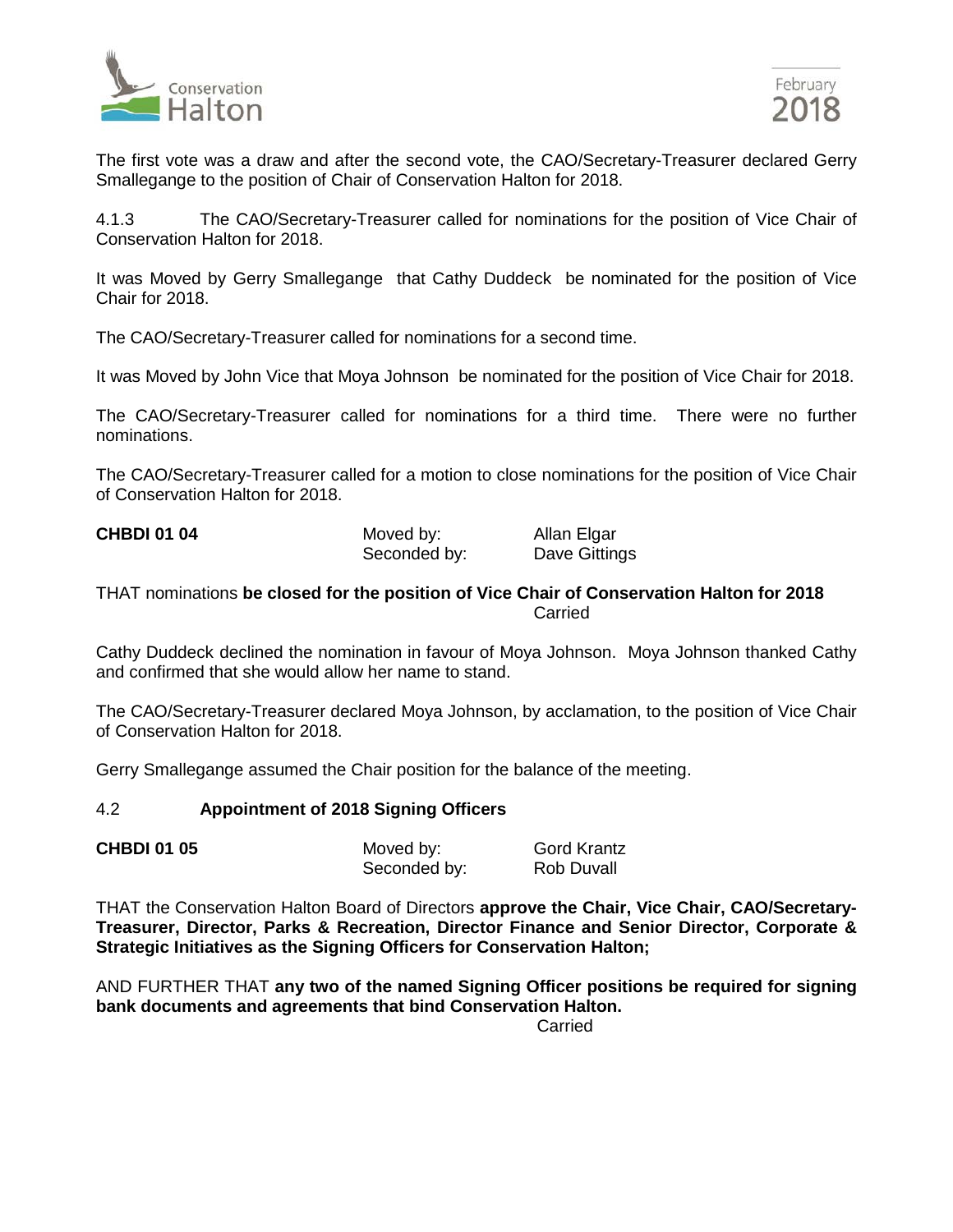The first vote was a draw and after the second vote, the CAO/Secretary-Treasurer declared Gerry Smallegange to the position of Chair of Conservation Halton for 2018.

4.1.3 The CAO/Secretary-Treasurer called for nominations for the position of Vice Chair of Conservation Halton for 2018.

It was Moved by Gerry Smallegange that Cathy Duddeck be nominated for the position of Vice Chair for 2018.

The CAO/Secretary-Treasurer called for nominations for a second time.

It was Moved by John Vice that Moya Johnson be nominated for the position of Vice Chair for 2018.

The CAO/Secretary-Treasurer called for nominations for a third time. There were no further nominations.

The CAO/Secretary-Treasurer called for a motion to close nominations for the position of Vice Chair of Conservation Halton for 2018.

| **CHBDI 01 04** | Moved by: | Allan Elgar |
|---|---|---|
| | Seconded by: | Dave Gittings |

THAT nominations **be closed for the position of Vice Chair of Conservation Halton for 2018**

Carried

Cathy Duddeck declined the nomination in favour of Moya Johnson. Moya Johnson thanked Cathy and confirmed that she would allow her name to stand.

The CAO/Secretary-Treasurer declared Moya Johnson, by acclamation, to the position of Vice Chair of Conservation Halton for 2018.

Gerry Smallegange assumed the Chair position for the balance of the meeting.

4.2 **Appointment of 2018 Signing Officers**

| **CHBDI 01 05** | Moved by: | Gord Krantz |
|---|---|---|
| | Seconded by: | Rob Duvall |

THAT the Conservation Halton Board of Directors **approve the Chair, Vice Chair, CAO/Secretary-Treasurer, Director, Parks & Recreation, Director Finance and Senior Director, Corporate & Strategic Initiatives as the Signing Officers for Conservation Halton;**

AND FURTHER THAT **any two of the named Signing Officer positions be required for signing bank documents and agreements that bind Conservation Halton.**

Carried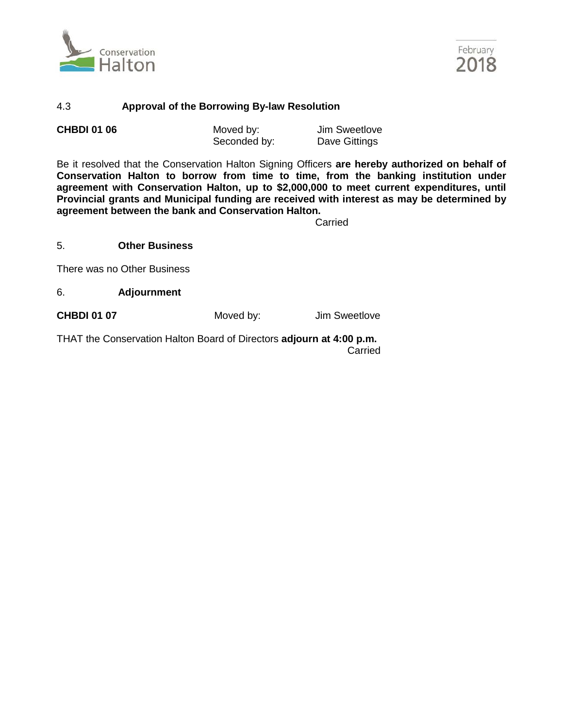## 4.3 Approval of the Borrowing By-law Resolution

**CHBDI 01 06** Moved by: Jim Sweetlove
Seconded by: Dave Gittings

Be it resolved that the Conservation Halton Signing Officers **are hereby authorized on behalf of Conservation Halton to borrow from time to time, from the banking institution under agreement with Conservation Halton, up to $2,000,000 to meet current expenditures, until Provincial grants and Municipal funding are received with interest as may be determined by agreement between the bank and Conservation Halton.**

Carried

## 5. Other Business

There was no Other Business

## 6. Adjournment

**CHBDI 01 07** Moved by: Jim Sweetlove

THAT the Conservation Halton Board of Directors **adjourn at 4:00 p.m.**

Carried